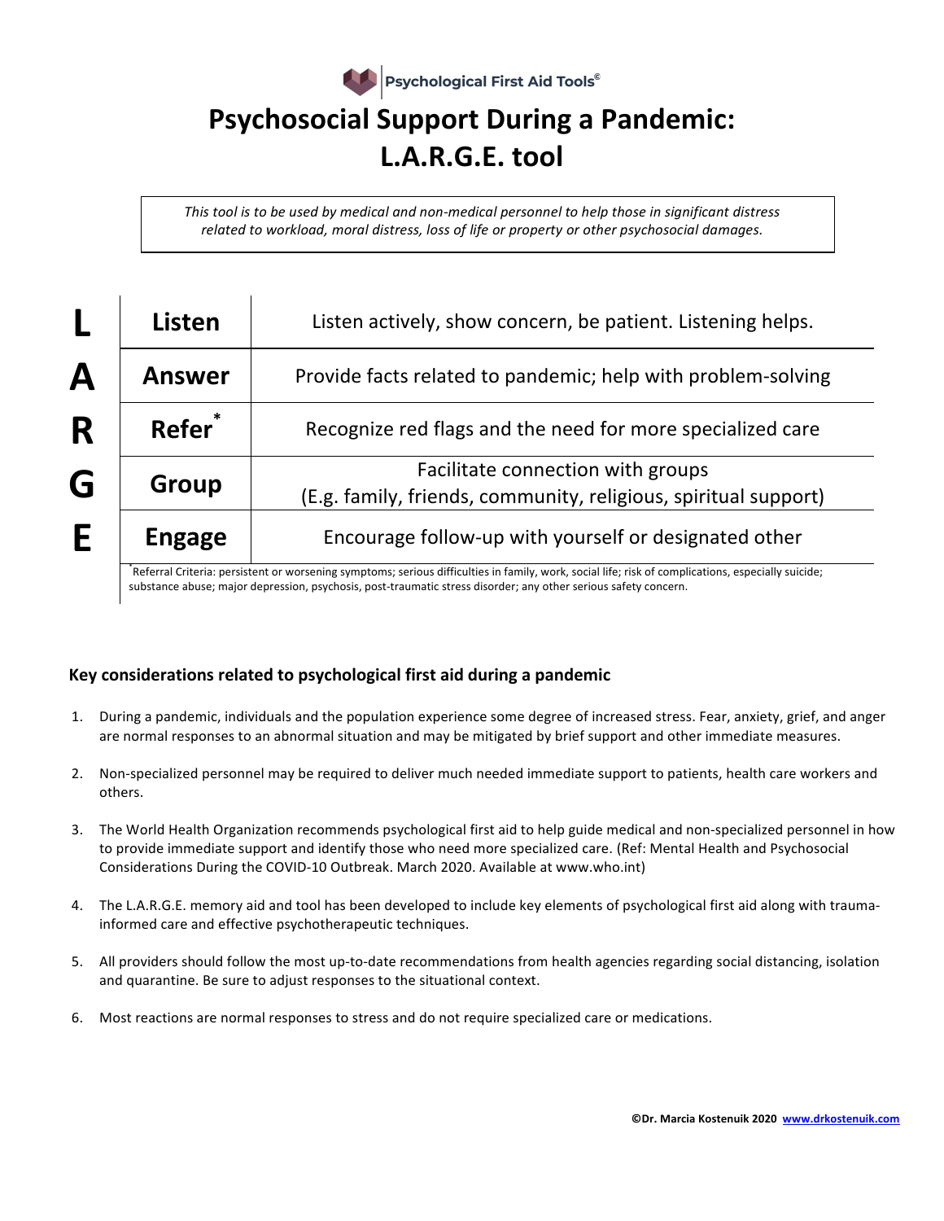Psychological First Aid Tools©

# Psychosocial Support During a Pandemic: L.A.R.G.E. tool

*This tool is to be used by medical and non-medical personnel to help those in significant distress related to workload, moral distress, loss of life or property or other psychosocial damages.*

| | | |
|---|---|---|
| **L** | **Listen** | Listen actively, show concern, be patient. Listening helps. |
| **A** | **Answer** | Provide facts related to pandemic; help with problem-solving |
| **R** | **Refer*** | Recognize red flags and the need for more specialized care |
| **G** | **Group** | Facilitate connection with groups (E.g. family, friends, community, religious, spiritual support) |
| **E** | **Engage** | Encourage follow-up with yourself or designated other |

*Referral Criteria: persistent or worsening symptoms; serious difficulties in family, work, social life; risk of complications, especially suicide; substance abuse; major depression, psychosis, post-traumatic stress disorder; any other serious safety concern.

### Key considerations related to psychological first aid during a pandemic

1. During a pandemic, individuals and the population experience some degree of increased stress. Fear, anxiety, grief, and anger are normal responses to an abnormal situation and may be mitigated by brief support and other immediate measures.
2. Non-specialized personnel may be required to deliver much needed immediate support to patients, health care workers and others.
3. The World Health Organization recommends psychological first aid to help guide medical and non-specialized personnel in how to provide immediate support and identify those who need more specialized care. (Ref: Mental Health and Psychosocial Considerations During the COVID-10 Outbreak. March 2020. Available at www.who.int)
4. The L.A.R.G.E. memory aid and tool has been developed to include key elements of psychological first aid along with trauma-informed care and effective psychotherapeutic techniques.
5. All providers should follow the most up-to-date recommendations from health agencies regarding social distancing, isolation and quarantine. Be sure to adjust responses to the situational context.
6. Most reactions are normal responses to stress and do not require specialized care or medications.

**©Dr. Marcia Kostenuik 2020 [www.drkostenuik.com](http://www.drkostenuik.com)**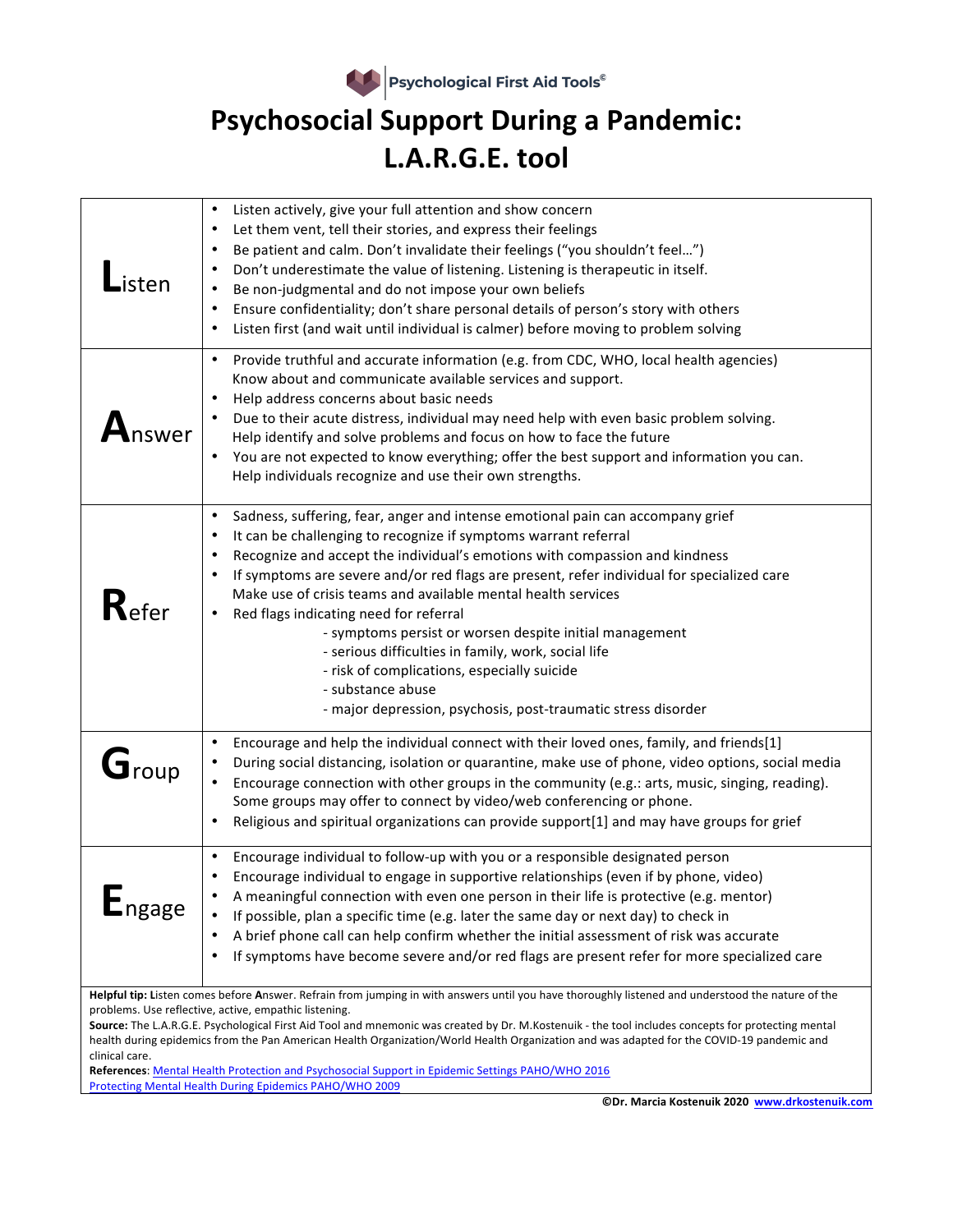Psychological First Aid Tools©

# Psychosocial Support During a Pandemic: L.A.R.G.E. tool

| | |
|---|---|
| **L**isten | • Listen actively, give your full attention and show concern<br>• Let them vent, tell their stories, and express their feelings<br>• Be patient and calm. Don't invalidate their feelings ("you shouldn't feel…")<br>• Don't underestimate the value of listening. Listening is therapeutic in itself.<br>• Be non-judgmental and do not impose your own beliefs<br>• Ensure confidentiality; don't share personal details of person's story with others<br>• Listen first (and wait until individual is calmer) before moving to problem solving |
| **A**nswer | • Provide truthful and accurate information (e.g. from CDC, WHO, local health agencies) Know about and communicate available services and support.<br>• Help address concerns about basic needs<br>• Due to their acute distress, individual may need help with even basic problem solving. Help identify and solve problems and focus on how to face the future<br>• You are not expected to know everything; offer the best support and information you can. Help individuals recognize and use their own strengths. |
| **R**efer | • Sadness, suffering, fear, anger and intense emotional pain can accompany grief<br>• It can be challenging to recognize if symptoms warrant referral<br>• Recognize and accept the individual's emotions with compassion and kindness<br>• If symptoms are severe and/or red flags are present, refer individual for specialized care Make use of crisis teams and available mental health services<br>• Red flags indicating need for referral<br>- symptoms persist or worsen despite initial management<br>- serious difficulties in family, work, social life<br>- risk of complications, especially suicide<br>- substance abuse<br>- major depression, psychosis, post-traumatic stress disorder |
| **G**roup | • Encourage and help the individual connect with their loved ones, family, and friends[1]<br>• During social distancing, isolation or quarantine, make use of phone, video options, social media<br>• Encourage connection with other groups in the community (e.g.: arts, music, singing, reading). Some groups may offer to connect by video/web conferencing or phone.<br>• Religious and spiritual organizations can provide support[1] and may have groups for grief |
| **E**ngage | • Encourage individual to follow-up with you or a responsible designated person<br>• Encourage individual to engage in supportive relationships (even if by phone, video)<br>• A meaningful connection with even one person in their life is protective (e.g. mentor)<br>• If possible, plan a specific time (e.g. later the same day or next day) to check in<br>• A brief phone call can help confirm whether the initial assessment of risk was accurate<br>• If symptoms have become severe and/or red flags are present refer for more specialized care |

**Helpful tip: L**isten comes before **A**nswer. Refrain from jumping in with answers until you have thoroughly listened and understood the nature of the problems. Use reflective, active, empathic listening.

**Source:** The L.A.R.G.E. Psychological First Aid Tool and mnemonic was created by Dr. M.Kostenuik - the tool includes concepts for protecting mental health during epidemics from the Pan American Health Organization/World Health Organization and was adapted for the COVID-19 pandemic and clinical care.

**References**: Mental Health Protection and Psychosocial Support in Epidemic Settings PAHO/WHO 2016
Protecting Mental Health During Epidemics PAHO/WHO 2009

**©Dr. Marcia Kostenuik 2020 www.drkostenuik.com**